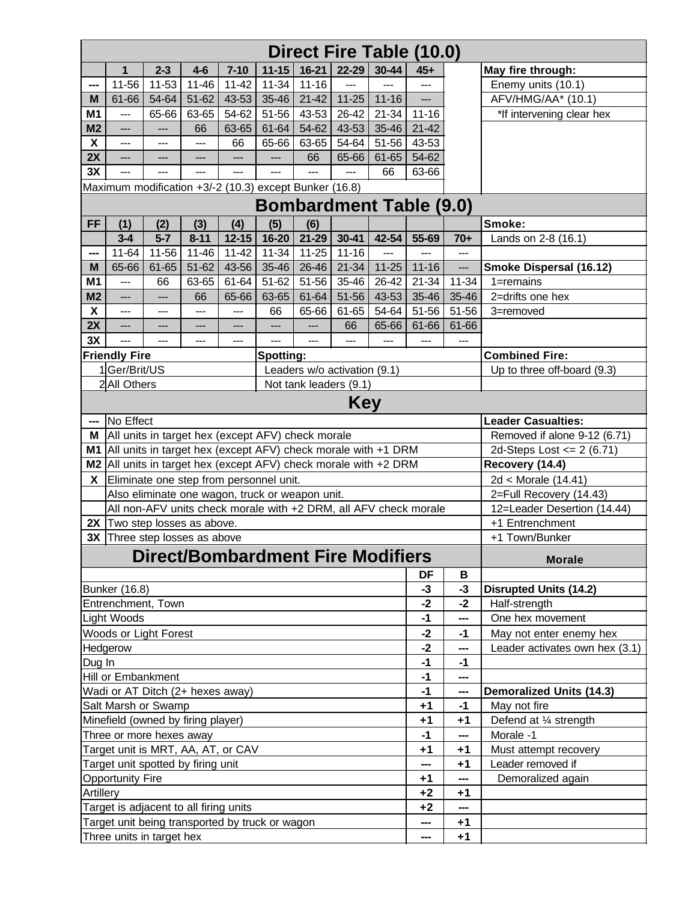## Direct Fire Table (10.0)

| | 1 | 2-3 | 4-6 | 7-10 | 11-15 | 16-21 | 22-29 | 30-44 | 45+ |
|---|---|---|---|---|---|---|---|---|---|
| --- | 11-56 | 11-53 | 11-46 | 11-42 | 11-34 | 11-16 | --- | --- | --- |
| M | 61-66 | 54-64 | 51-62 | 43-53 | 35-46 | 21-42 | 11-25 | 11-16 | --- |
| M1 | --- | 65-66 | 63-65 | 54-62 | 51-56 | 43-53 | 26-42 | 21-34 | 11-16 |
| M2 | --- | --- | 66 | 63-65 | 61-64 | 54-62 | 43-53 | 35-46 | 21-42 |
| X | --- | --- | --- | 66 | 65-66 | 63-65 | 54-64 | 51-56 | 43-53 |
| 2X | --- | --- | --- | --- | --- | 66 | 65-66 | 61-65 | 54-62 |
| 3X | --- | --- | --- | --- | --- | --- | --- | 66 | 63-66 |

Maximum modification +3/-2 (10.3) except Bunker (16.8)

**May fire through:**
- Enemy units (10.1)
- AFV/HMG/AA* (10.1)
  - *If intervening clear hex

## Bombardment Table (9.0)

| FF | (1) | (2) | (3) | (4) | (5) | (6) | | | | |
|---|---|---|---|---|---|---|---|---|---|---|
| | 3-4 | 5-7 | 8-11 | 12-15 | 16-20 | 21-29 | 30-41 | 42-54 | 55-69 | 70+ |
| --- | 11-64 | 11-56 | 11-46 | 11-42 | 11-34 | 11-25 | 11-16 | --- | --- | --- |
| M | 65-66 | 61-65 | 51-62 | 43-56 | 35-46 | 26-46 | 21-34 | 11-25 | 11-16 | --- |
| M1 | --- | 66 | 63-65 | 61-64 | 51-62 | 51-56 | 35-46 | 26-42 | 21-34 | 11-34 |
| M2 | --- | --- | 66 | 65-66 | 63-65 | 61-64 | 51-56 | 43-53 | 35-46 | 35-46 |
| X | --- | --- | --- | --- | 66 | 65-66 | 61-65 | 54-64 | 51-56 | 51-56 |
| 2X | --- | --- | --- | --- | --- | --- | 66 | 65-66 | 61-66 | 61-66 |
| 3X | --- | --- | --- | --- | --- | --- | --- | --- | --- | --- |

**Smoke:**
- Lands on 2-8 (16.1)

**Smoke Dispersal (16.12)**
- 1=remains
- 2=drifts one hex
- 3=removed

**Friendly Fire**
- 1 Ger/Brit/US
- 2 All Others

**Spotting:**
- Leaders w/o activation (9.1)
- Not tank leaders (9.1)

**Combined Fire:**
- Up to three off-board (9.3)

## Key

| | |
|---|---|
| --- | No Effect |
| M | All units in target hex (except AFV) check morale |
| M1 | All units in target hex (except AFV) check morale with +1 DRM |
| M2 | All units in target hex (except AFV) check morale with +2 DRM |
| X | Eliminate one step from personnel unit. |
| | Also eliminate one wagon, truck or weapon unit. |
| | All non-AFV units check morale with +2 DRM, all AFV check morale |
| 2X | Two step losses as above. |
| 3X | Three step losses as above |

**Leader Casualties:**
- Removed if alone 9-12 (6.71)
- 2d-Steps Lost <= 2 (6.71)

**Recovery (14.4)**
- 2d < Morale (14.41)
- 2=Full Recovery (14.43)
- 12=Leader Desertion (14.44)
- +1 Entrenchment
- +1 Town/Bunker

## Direct/Bombardment Fire Modifiers

| | DF | B |
|---|---|---|
| Bunker (16.8) | -3 | -3 |
| Entrenchment, Town | -2 | -2 |
| Light Woods | -1 | --- |
| Woods or Light Forest | -2 | -1 |
| Hedgerow | -2 | --- |
| Dug In | -1 | -1 |
| Hill or Embankment | -1 | --- |
| Wadi or AT Ditch (2+ hexes away) | -1 | --- |
| Salt Marsh or Swamp | +1 | -1 |
| Minefield (owned by firing player) | +1 | +1 |
| Three or more hexes away | -1 | --- |
| Target unit is MRT, AA, AT, or CAV | +1 | +1 |
| Target unit spotted by firing unit | --- | +1 |
| Opportunity Fire | +1 | --- |
| Artillery | +2 | +1 |
| Target is adjacent to all firing units | +2 | --- |
| Target unit being transported by truck or wagon | --- | +1 |
| Three units in target hex | --- | +1 |

## Morale

**Disrupted Units (14.2)**
- Half-strength
- One hex movement
- May not enter enemy hex
- Leader activates own hex (3.1)

**Demoralized Units (14.3)**
- May not fire
- Defend at ¼ strength
- Morale -1
- Must attempt recovery
- Leader removed if
  - Demoralized again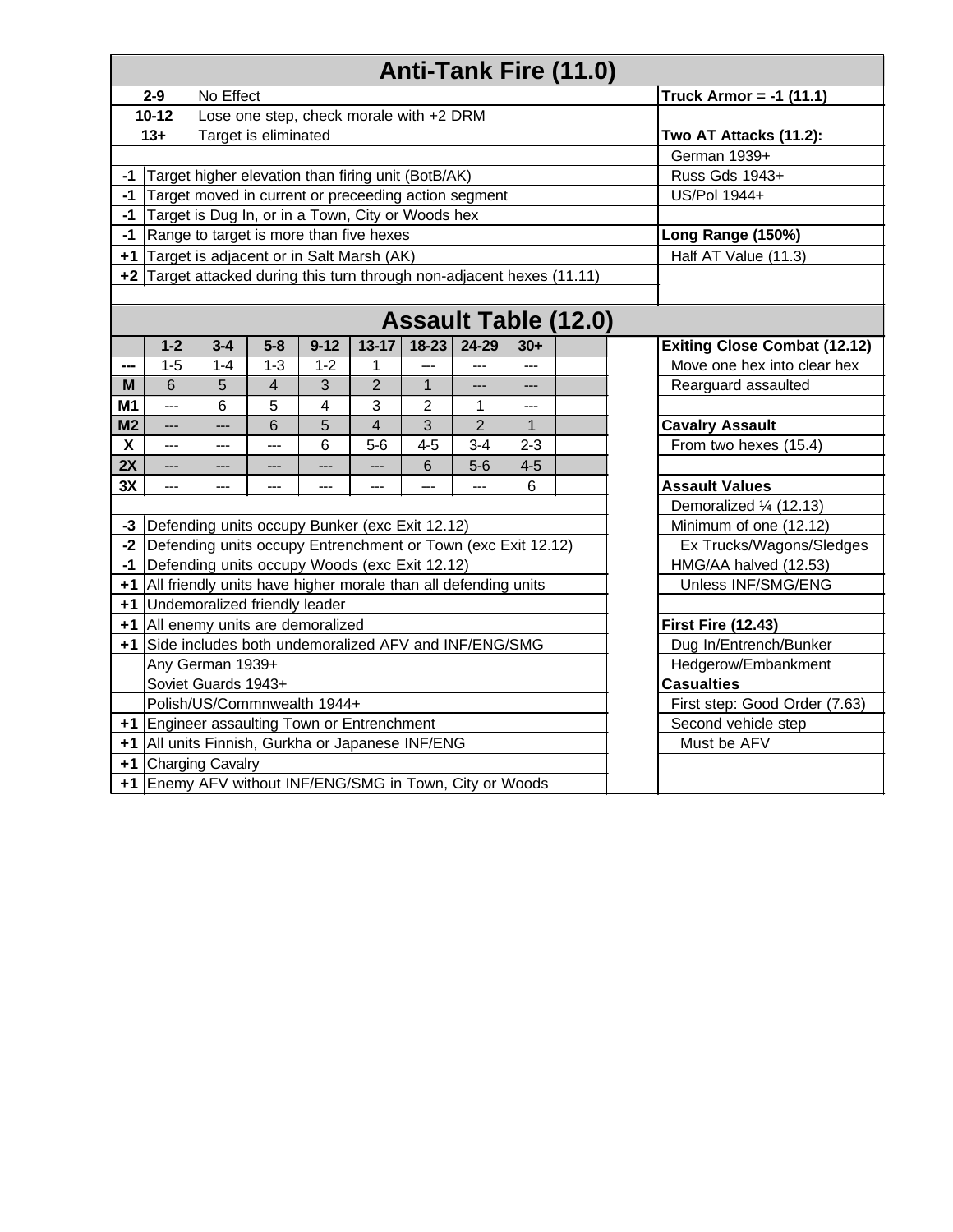# Anti-Tank Fire (11.0)

| Roll | Result |
|---|---|
| 2-9 | No Effect |
| 10-12 | Lose one step, check morale with +2 DRM |
| 13+ | Target is eliminated |

| DRM | Condition |
|---|---|
| -1 | Target higher elevation than firing unit (BotB/AK) |
| -1 | Target moved in current or preceeding action segment |
| -1 | Target is Dug In, or in a Town, City or Woods hex |
| -1 | Range to target is more than five hexes |
| +1 | Target is adjacent or in Salt Marsh (AK) |
| +2 | Target attacked during this turn through non-adjacent hexes (11.11) |

**Truck Armor = -1 (11.1)**

**Two AT Attacks (11.2):**
- German 1939+
- Russ Gds 1943+
- US/Pol 1944+

**Long Range (150%)**
- Half AT Value (11.3)

# Assault Table (12.0)

| | 1-2 | 3-4 | 5-8 | 9-12 | 13-17 | 18-23 | 24-29 | 30+ |
|---|---|---|---|---|---|---|---|---|
| --- | 1-5 | 1-4 | 1-3 | 1-2 | 1 | --- | --- | --- |
| M | 6 | 5 | 4 | 3 | 2 | 1 | --- | --- |
| M1 | --- | 6 | 5 | 4 | 3 | 2 | 1 | --- |
| M2 | --- | --- | 6 | 5 | 4 | 3 | 2 | 1 |
| X | --- | --- | --- | 6 | 5-6 | 4-5 | 3-4 | 2-3 |
| 2X | --- | --- | --- | --- | --- | 6 | 5-6 | 4-5 |
| 3X | --- | --- | --- | --- | --- | --- | --- | 6 |

| DRM | Condition |
|---|---|
| -3 | Defending units occupy Bunker (exc Exit 12.12) |
| -2 | Defending units occupy Entrenchment or Town (exc Exit 12.12) |
| -1 | Defending units occupy Woods (exc Exit 12.12) |
| +1 | All friendly units have higher morale than all defending units |
| +1 | Undemoralized friendly leader |
| +1 | All enemy units are demoralized |
| +1 | Side includes both undemoralized AFV and INF/ENG/SMG |
| | Any German 1939+ |
| | Soviet Guards 1943+ |
| | Polish/US/Commnwealth 1944+ |
| +1 | Engineer assaulting Town or Entrenchment |
| +1 | All units Finnish, Gurkha or Japanese INF/ENG |
| +1 | Charging Cavalry |
| +1 | Enemy AFV without INF/ENG/SMG in Town, City or Woods |

**Exiting Close Combat (12.12)**
- Move one hex into clear hex
- Rearguard assaulted

**Cavalry Assault**
- From two hexes (15.4)

**Assault Values**
- Demoralized ¼ (12.13)
- Minimum of one (12.12)
  - Ex Trucks/Wagons/Sledges
- HMG/AA halved (12.53)
  - Unless INF/SMG/ENG

**First Fire (12.43)**
- Dug In/Entrench/Bunker
- Hedgerow/Embankment

**Casualties**
- First step: Good Order (7.63)
- Second vehicle step
  - Must be AFV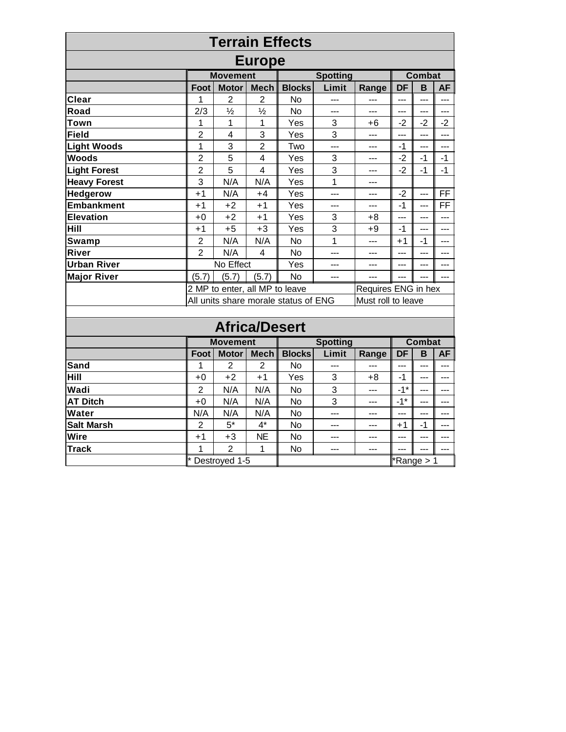# Terrain Effects

## Europe

| | Movement | | | Spotting | | | Combat | | |
|---|---|---|---|---|---|---|---|---|---|
| | Foot | Motor | Mech | Blocks | Limit | Range | DF | B | AF |
| **Clear** | 1 | 2 | 2 | No | --- | --- | --- | --- | --- |
| **Road** | 2/3 | ½ | ½ | No | --- | --- | --- | --- | --- |
| **Town** | 1 | 1 | 1 | Yes | 3 | +6 | -2 | -2 | -2 |
| **Field** | 2 | 4 | 3 | Yes | 3 | --- | --- | --- | --- |
| **Light Woods** | 1 | 3 | 2 | Two | --- | --- | -1 | --- | --- |
| **Woods** | 2 | 5 | 4 | Yes | 3 | --- | -2 | -1 | -1 |
| **Light Forest** | 2 | 5 | 4 | Yes | 3 | --- | -2 | -1 | -1 |
| **Heavy Forest** | 3 | N/A | N/A | Yes | 1 | --- | | | |
| **Hedgerow** | +1 | N/A | +4 | Yes | --- | --- | -2 | --- | FF |
| **Embankment** | +1 | +2 | +1 | Yes | --- | --- | -1 | --- | FF |
| **Elevation** | +0 | +2 | +1 | Yes | 3 | +8 | --- | --- | --- |
| **Hill** | +1 | +5 | +3 | Yes | 3 | +9 | -1 | --- | --- |
| **Swamp** | 2 | N/A | N/A | No | 1 | --- | +1 | -1 | --- |
| **River** | 2 | N/A | 4 | No | --- | --- | --- | --- | --- |
| **Urban River** | No Effect | | | Yes | --- | --- | --- | --- | --- |
| **Major River** | (5.7) | (5.7) | (5.7) | No | --- | --- | --- | --- | --- |
| | 2 MP to enter, all MP to leave | | | | | Requires ENG in hex | | | |
| | All units share morale status of ENG | | | | | Must roll to leave | | | |

## Africa/Desert

| | Movement | | | Spotting | | | Combat | | |
|---|---|---|---|---|---|---|---|---|---|
| | Foot | Motor | Mech | Blocks | Limit | Range | DF | B | AF |
| **Sand** | 1 | 2 | 2 | No | --- | --- | --- | --- | --- |
| **Hill** | +0 | +2 | +1 | Yes | 3 | +8 | -1 | --- | --- |
| **Wadi** | 2 | N/A | N/A | No | 3 | --- | -1* | --- | --- |
| **AT Ditch** | +0 | N/A | N/A | No | 3 | --- | -1* | --- | --- |
| **Water** | N/A | N/A | N/A | No | --- | --- | --- | --- | --- |
| **Salt Marsh** | 2 | 5* | 4* | No | --- | --- | +1 | -1 | --- |
| **Wire** | +1 | +3 | NE | No | --- | --- | --- | --- | --- |
| **Track** | 1 | 2 | 1 | No | --- | --- | --- | --- | --- |
| | * Destroyed 1-5 | | | | | | *Range > 1 | | |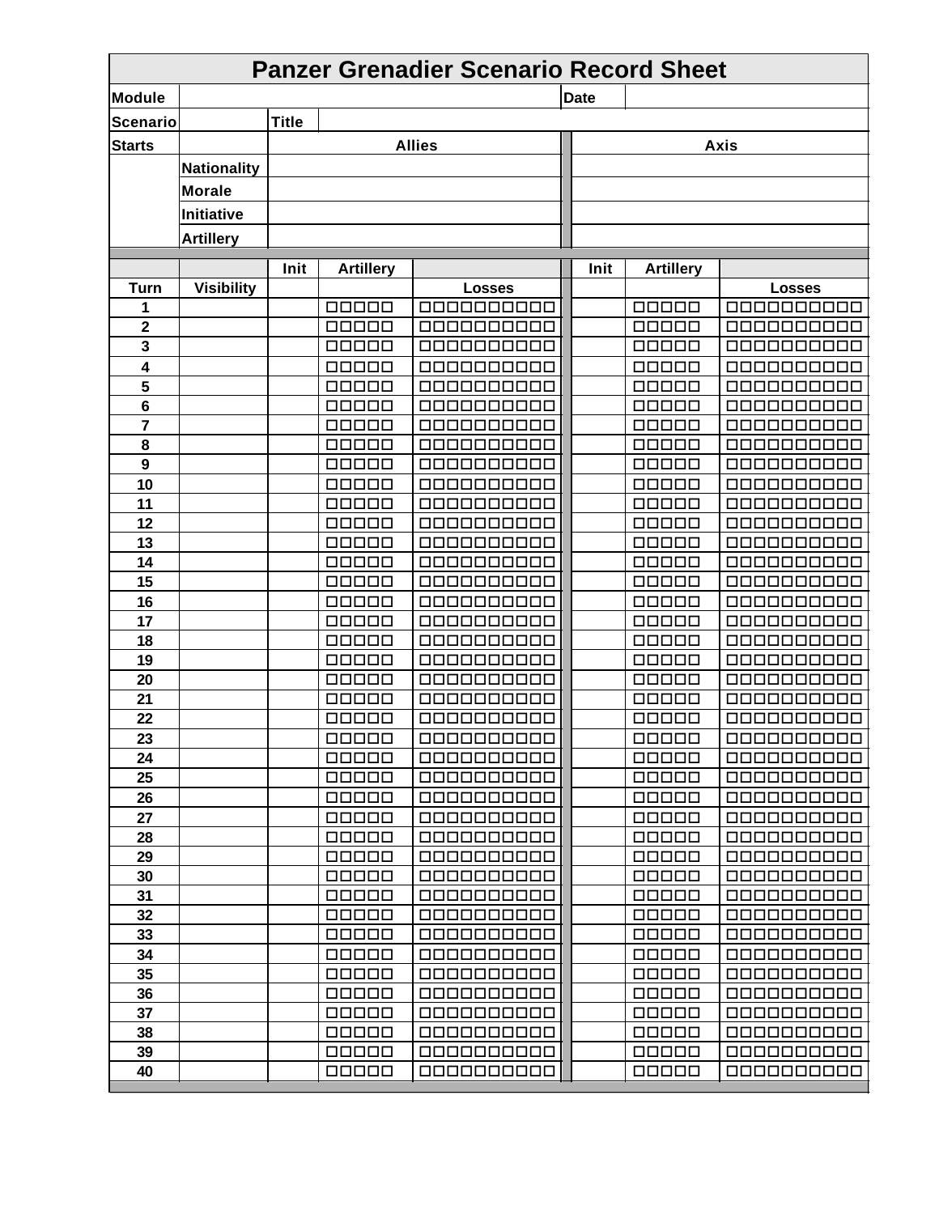# Panzer Grenadier Scenario Record Sheet

| | | | | | |
|---|---|---|---|---|---|
| **Module** | | | | **Date** | |
| **Scenario** | | **Title** | | | |
| **Starts** | | **Allies** | | **Axis** | |
| | **Nationality** | | | | |
| | **Morale** | | | | |
| | **Initiative** | | | | |
| | **Artillery** | | | | |

| **Turn** | **Visibility** | **Init** | **Artillery** | **Losses** | **Init** | **Artillery** | **Losses** |
|---|---|---|---|---|---|---|---|
| 1 | | | □□□□□ | □□□□□□□□□□ | | □□□□□ | □□□□□□□□□□ |
| 2 | | | □□□□□ | □□□□□□□□□□ | | □□□□□ | □□□□□□□□□□ |
| 3 | | | □□□□□ | □□□□□□□□□□ | | □□□□□ | □□□□□□□□□□ |
| 4 | | | □□□□□ | □□□□□□□□□□ | | □□□□□ | □□□□□□□□□□ |
| 5 | | | □□□□□ | □□□□□□□□□□ | | □□□□□ | □□□□□□□□□□ |
| 6 | | | □□□□□ | □□□□□□□□□□ | | □□□□□ | □□□□□□□□□□ |
| 7 | | | □□□□□ | □□□□□□□□□□ | | □□□□□ | □□□□□□□□□□ |
| 8 | | | □□□□□ | □□□□□□□□□□ | | □□□□□ | □□□□□□□□□□ |
| 9 | | | □□□□□ | □□□□□□□□□□ | | □□□□□ | □□□□□□□□□□ |
| 10 | | | □□□□□ | □□□□□□□□□□ | | □□□□□ | □□□□□□□□□□ |
| 11 | | | □□□□□ | □□□□□□□□□□ | | □□□□□ | □□□□□□□□□□ |
| 12 | | | □□□□□ | □□□□□□□□□□ | | □□□□□ | □□□□□□□□□□ |
| 13 | | | □□□□□ | □□□□□□□□□□ | | □□□□□ | □□□□□□□□□□ |
| 14 | | | □□□□□ | □□□□□□□□□□ | | □□□□□ | □□□□□□□□□□ |
| 15 | | | □□□□□ | □□□□□□□□□□ | | □□□□□ | □□□□□□□□□□ |
| 16 | | | □□□□□ | □□□□□□□□□□ | | □□□□□ | □□□□□□□□□□ |
| 17 | | | □□□□□ | □□□□□□□□□□ | | □□□□□ | □□□□□□□□□□ |
| 18 | | | □□□□□ | □□□□□□□□□□ | | □□□□□ | □□□□□□□□□□ |
| 19 | | | □□□□□ | □□□□□□□□□□ | | □□□□□ | □□□□□□□□□□ |
| 20 | | | □□□□□ | □□□□□□□□□□ | | □□□□□ | □□□□□□□□□□ |
| 21 | | | □□□□□ | □□□□□□□□□□ | | □□□□□ | □□□□□□□□□□ |
| 22 | | | □□□□□ | □□□□□□□□□□ | | □□□□□ | □□□□□□□□□□ |
| 23 | | | □□□□□ | □□□□□□□□□□ | | □□□□□ | □□□□□□□□□□ |
| 24 | | | □□□□□ | □□□□□□□□□□ | | □□□□□ | □□□□□□□□□□ |
| 25 | | | □□□□□ | □□□□□□□□□□ | | □□□□□ | □□□□□□□□□□ |
| 26 | | | □□□□□ | □□□□□□□□□□ | | □□□□□ | □□□□□□□□□□ |
| 27 | | | □□□□□ | □□□□□□□□□□ | | □□□□□ | □□□□□□□□□□ |
| 28 | | | □□□□□ | □□□□□□□□□□ | | □□□□□ | □□□□□□□□□□ |
| 29 | | | □□□□□ | □□□□□□□□□□ | | □□□□□ | □□□□□□□□□□ |
| 30 | | | □□□□□ | □□□□□□□□□□ | | □□□□□ | □□□□□□□□□□ |
| 31 | | | □□□□□ | □□□□□□□□□□ | | □□□□□ | □□□□□□□□□□ |
| 32 | | | □□□□□ | □□□□□□□□□□ | | □□□□□ | □□□□□□□□□□ |
| 33 | | | □□□□□ | □□□□□□□□□□ | | □□□□□ | □□□□□□□□□□ |
| 34 | | | □□□□□ | □□□□□□□□□□ | | □□□□□ | □□□□□□□□□□ |
| 35 | | | □□□□□ | □□□□□□□□□□ | | □□□□□ | □□□□□□□□□□ |
| 36 | | | □□□□□ | □□□□□□□□□□ | | □□□□□ | □□□□□□□□□□ |
| 37 | | | □□□□□ | □□□□□□□□□□ | | □□□□□ | □□□□□□□□□□ |
| 38 | | | □□□□□ | □□□□□□□□□□ | | □□□□□ | □□□□□□□□□□ |
| 39 | | | □□□□□ | □□□□□□□□□□ | | □□□□□ | □□□□□□□□□□ |
| 40 | | | □□□□□ | □□□□□□□□□□ | | □□□□□ | □□□□□□□□□□ |